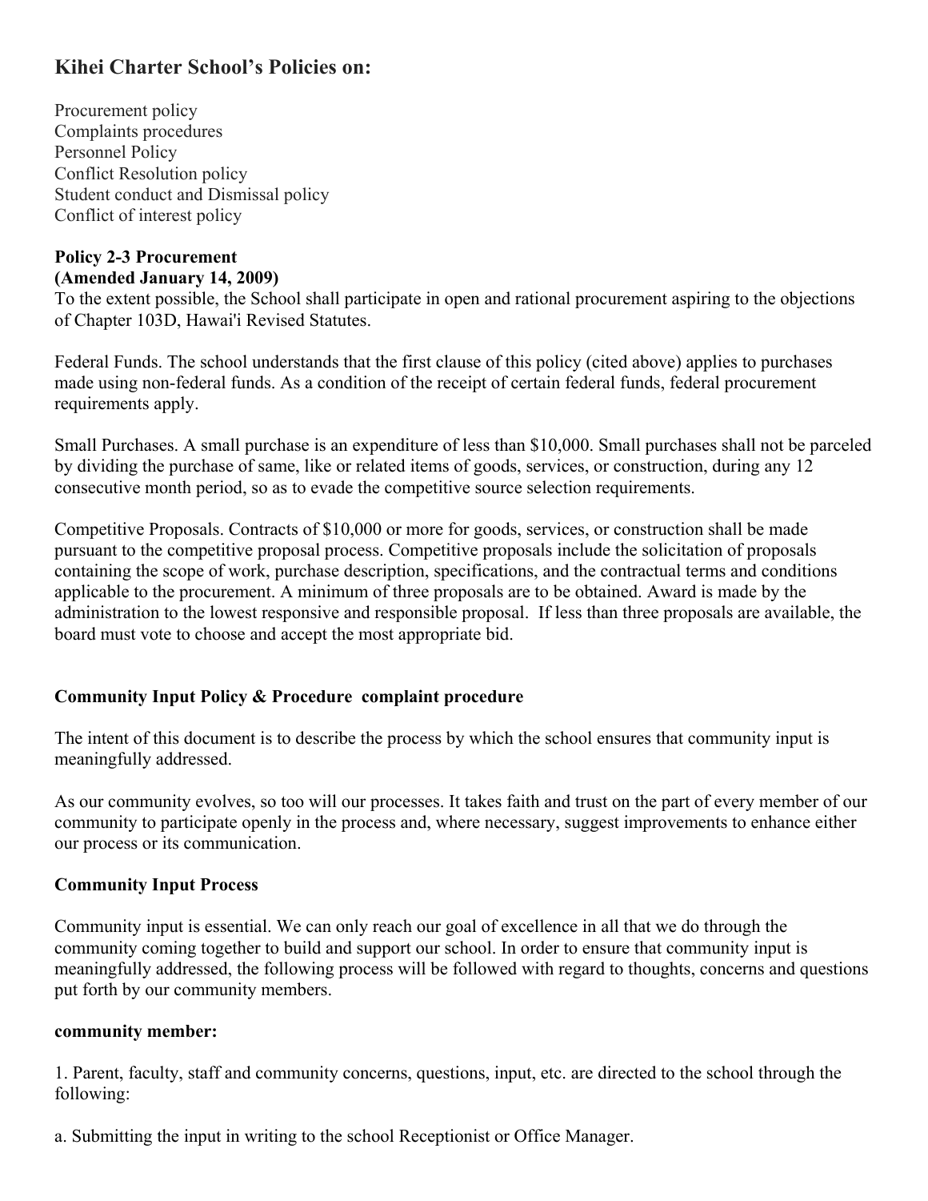## Kihei Charter School's Policies on:

Procurement policy
Complaints procedures
Personnel Policy
Conflict Resolution policy
Student conduct and Dismissal policy
Conflict of interest policy

**Policy 2-3 Procurement**
**(Amended January 14, 2009)**

To the extent possible, the School shall participate in open and rational procurement aspiring to the objections of Chapter 103D, Hawai'i Revised Statutes.

Federal Funds. The school understands that the first clause of this policy (cited above) applies to purchases made using non-federal funds. As a condition of the receipt of certain federal funds, federal procurement requirements apply.

Small Purchases. A small purchase is an expenditure of less than $10,000. Small purchases shall not be parceled by dividing the purchase of same, like or related items of goods, services, or construction, during any 12 consecutive month period, so as to evade the competitive source selection requirements.

Competitive Proposals. Contracts of $10,000 or more for goods, services, or construction shall be made pursuant to the competitive proposal process. Competitive proposals include the solicitation of proposals containing the scope of work, purchase description, specifications, and the contractual terms and conditions applicable to the procurement. A minimum of three proposals are to be obtained. Award is made by the administration to the lowest responsive and responsible proposal. If less than three proposals are available, the board must vote to choose and accept the most appropriate bid.

**Community Input Policy & Procedure complaint procedure**

The intent of this document is to describe the process by which the school ensures that community input is meaningfully addressed.

As our community evolves, so too will our processes. It takes faith and trust on the part of every member of our community to participate openly in the process and, where necessary, suggest improvements to enhance either our process or its communication.

**Community Input Process**

Community input is essential. We can only reach our goal of excellence in all that we do through the community coming together to build and support our school. In order to ensure that community input is meaningfully addressed, the following process will be followed with regard to thoughts, concerns and questions put forth by our community members.

**community member:**

1. Parent, faculty, staff and community concerns, questions, input, etc. are directed to the school through the following:

a. Submitting the input in writing to the school Receptionist or Office Manager.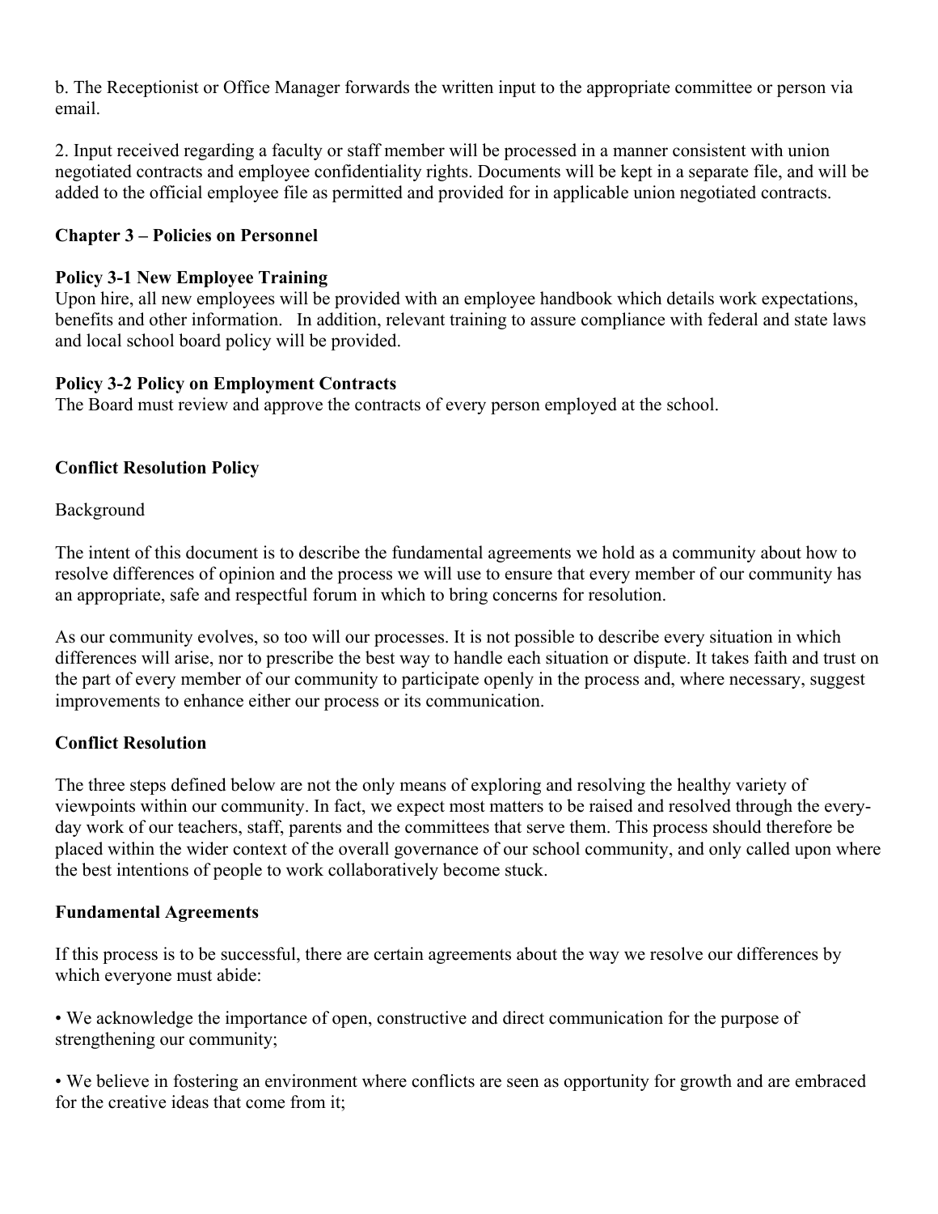b. The Receptionist or Office Manager forwards the written input to the appropriate committee or person via email.

2. Input received regarding a faculty or staff member will be processed in a manner consistent with union negotiated contracts and employee confidentiality rights. Documents will be kept in a separate file, and will be added to the official employee file as permitted and provided for in applicable union negotiated contracts.

## Chapter 3 – Policies on Personnel

### Policy 3-1 New Employee Training

Upon hire, all new employees will be provided with an employee handbook which details work expectations, benefits and other information. In addition, relevant training to assure compliance with federal and state laws and local school board policy will be provided.

### Policy 3-2 Policy on Employment Contracts

The Board must review and approve the contracts of every person employed at the school.

## Conflict Resolution Policy

Background

The intent of this document is to describe the fundamental agreements we hold as a community about how to resolve differences of opinion and the process we will use to ensure that every member of our community has an appropriate, safe and respectful forum in which to bring concerns for resolution.

As our community evolves, so too will our processes. It is not possible to describe every situation in which differences will arise, nor to prescribe the best way to handle each situation or dispute. It takes faith and trust on the part of every member of our community to participate openly in the process and, where necessary, suggest improvements to enhance either our process or its communication.

### Conflict Resolution

The three steps defined below are not the only means of exploring and resolving the healthy variety of viewpoints within our community. In fact, we expect most matters to be raised and resolved through the every-day work of our teachers, staff, parents and the committees that serve them. This process should therefore be placed within the wider context of the overall governance of our school community, and only called upon where the best intentions of people to work collaboratively become stuck.

### Fundamental Agreements

If this process is to be successful, there are certain agreements about the way we resolve our differences by which everyone must abide:

- We acknowledge the importance of open, constructive and direct communication for the purpose of strengthening our community;
- We believe in fostering an environment where conflicts are seen as opportunity for growth and are embraced for the creative ideas that come from it;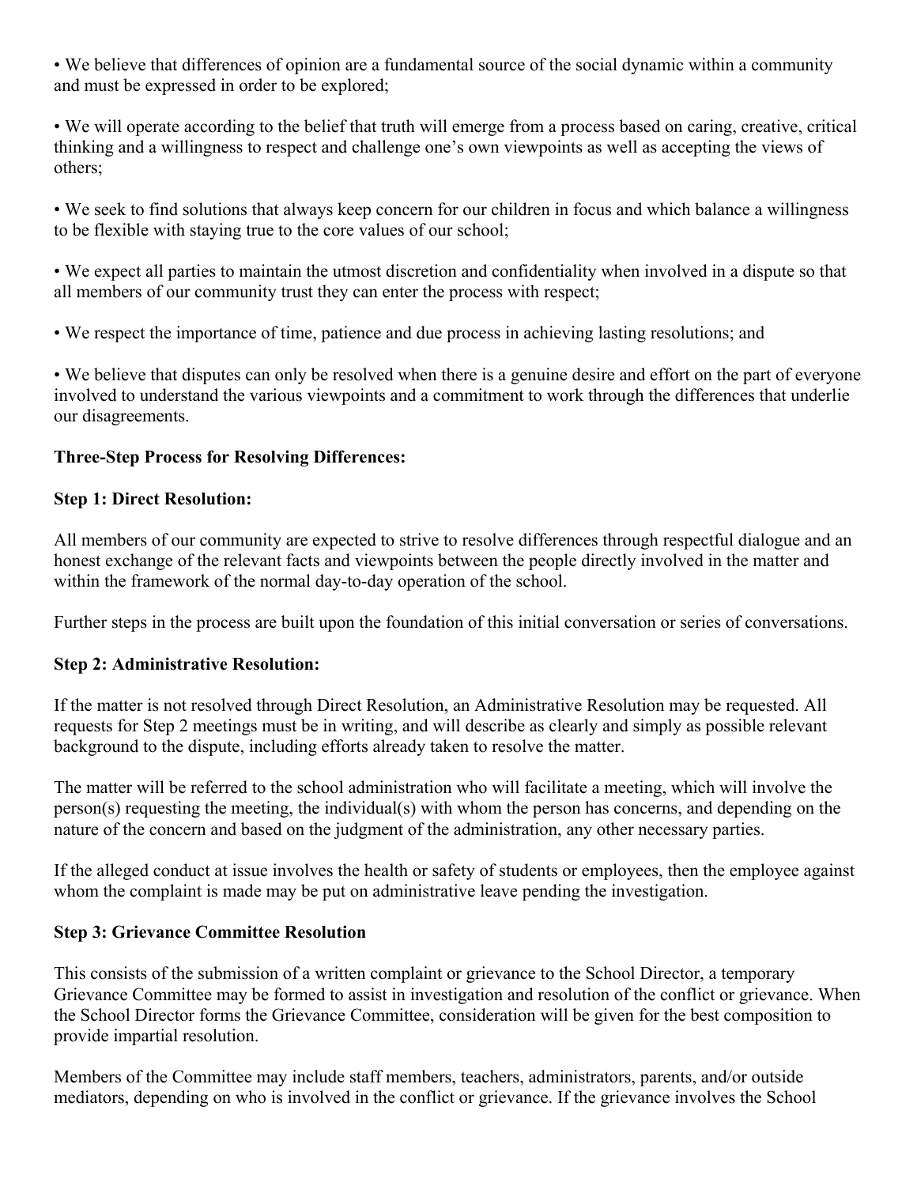• We believe that differences of opinion are a fundamental source of the social dynamic within a community and must be expressed in order to be explored;

• We will operate according to the belief that truth will emerge from a process based on caring, creative, critical thinking and a willingness to respect and challenge one's own viewpoints as well as accepting the views of others;

• We seek to find solutions that always keep concern for our children in focus and which balance a willingness to be flexible with staying true to the core values of our school;

• We expect all parties to maintain the utmost discretion and confidentiality when involved in a dispute so that all members of our community trust they can enter the process with respect;

• We respect the importance of time, patience and due process in achieving lasting resolutions; and

• We believe that disputes can only be resolved when there is a genuine desire and effort on the part of everyone involved to understand the various viewpoints and a commitment to work through the differences that underlie our disagreements.

**Three-Step Process for Resolving Differences:**

**Step 1: Direct Resolution:**

All members of our community are expected to strive to resolve differences through respectful dialogue and an honest exchange of the relevant facts and viewpoints between the people directly involved in the matter and within the framework of the normal day-to-day operation of the school.

Further steps in the process are built upon the foundation of this initial conversation or series of conversations.

**Step 2: Administrative Resolution:**

If the matter is not resolved through Direct Resolution, an Administrative Resolution may be requested. All requests for Step 2 meetings must be in writing, and will describe as clearly and simply as possible relevant background to the dispute, including efforts already taken to resolve the matter.

The matter will be referred to the school administration who will facilitate a meeting, which will involve the person(s) requesting the meeting, the individual(s) with whom the person has concerns, and depending on the nature of the concern and based on the judgment of the administration, any other necessary parties.

If the alleged conduct at issue involves the health or safety of students or employees, then the employee against whom the complaint is made may be put on administrative leave pending the investigation.

**Step 3: Grievance Committee Resolution**

This consists of the submission of a written complaint or grievance to the School Director, a temporary Grievance Committee may be formed to assist in investigation and resolution of the conflict or grievance. When the School Director forms the Grievance Committee, consideration will be given for the best composition to provide impartial resolution.

Members of the Committee may include staff members, teachers, administrators, parents, and/or outside mediators, depending on who is involved in the conflict or grievance. If the grievance involves the School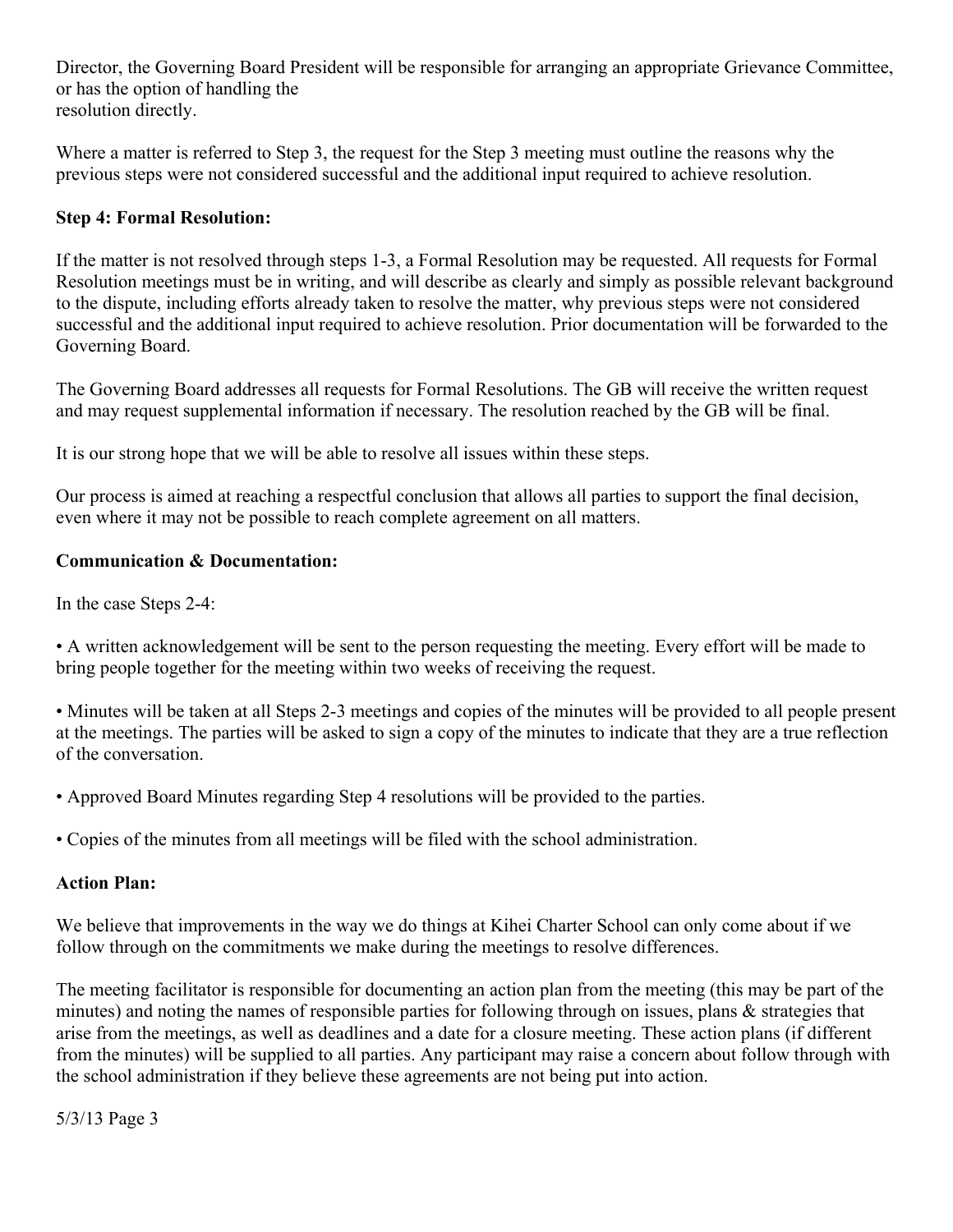Director, the Governing Board President will be responsible for arranging an appropriate Grievance Committee, or has the option of handling the resolution directly.

Where a matter is referred to Step 3, the request for the Step 3 meeting must outline the reasons why the previous steps were not considered successful and the additional input required to achieve resolution.

**Step 4: Formal Resolution:**

If the matter is not resolved through steps 1-3, a Formal Resolution may be requested. All requests for Formal Resolution meetings must be in writing, and will describe as clearly and simply as possible relevant background to the dispute, including efforts already taken to resolve the matter, why previous steps were not considered successful and the additional input required to achieve resolution. Prior documentation will be forwarded to the Governing Board.

The Governing Board addresses all requests for Formal Resolutions. The GB will receive the written request and may request supplemental information if necessary. The resolution reached by the GB will be final.

It is our strong hope that we will be able to resolve all issues within these steps.

Our process is aimed at reaching a respectful conclusion that allows all parties to support the final decision, even where it may not be possible to reach complete agreement on all matters.

**Communication & Documentation:**

In the case Steps 2-4:

• A written acknowledgement will be sent to the person requesting the meeting. Every effort will be made to bring people together for the meeting within two weeks of receiving the request.

• Minutes will be taken at all Steps 2-3 meetings and copies of the minutes will be provided to all people present at the meetings. The parties will be asked to sign a copy of the minutes to indicate that they are a true reflection of the conversation.

• Approved Board Minutes regarding Step 4 resolutions will be provided to the parties.

• Copies of the minutes from all meetings will be filed with the school administration.

**Action Plan:**

We believe that improvements in the way we do things at Kihei Charter School can only come about if we follow through on the commitments we make during the meetings to resolve differences.

The meeting facilitator is responsible for documenting an action plan from the meeting (this may be part of the minutes) and noting the names of responsible parties for following through on issues, plans & strategies that arise from the meetings, as well as deadlines and a date for a closure meeting. These action plans (if different from the minutes) will be supplied to all parties. Any participant may raise a concern about follow through with the school administration if they believe these agreements are not being put into action.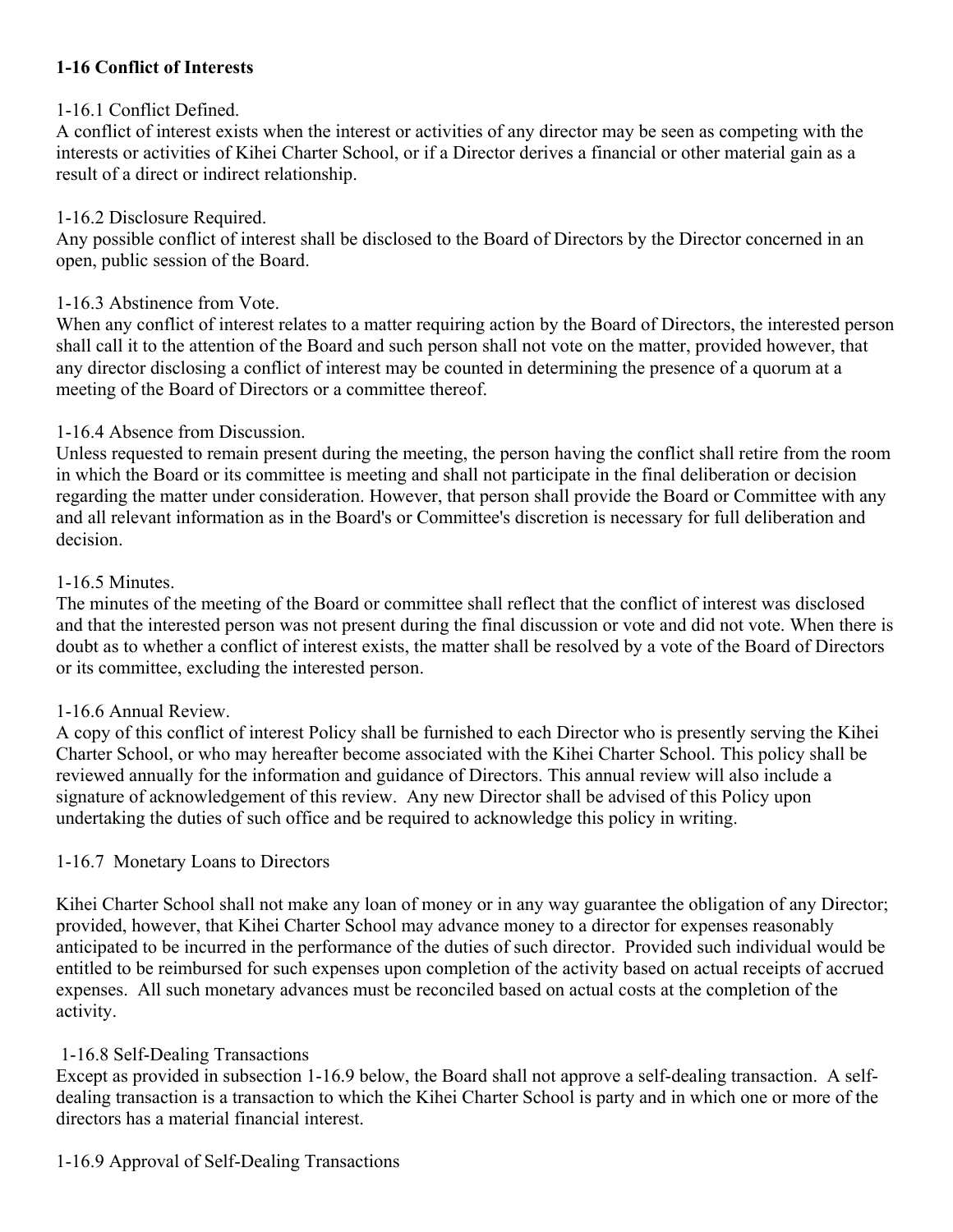**1-16 Conflict of Interests**

1-16.1 Conflict Defined.
A conflict of interest exists when the interest or activities of any director may be seen as competing with the interests or activities of Kihei Charter School, or if a Director derives a financial or other material gain as a result of a direct or indirect relationship.

1-16.2 Disclosure Required.
Any possible conflict of interest shall be disclosed to the Board of Directors by the Director concerned in an open, public session of the Board.

1-16.3 Abstinence from Vote.
When any conflict of interest relates to a matter requiring action by the Board of Directors, the interested person shall call it to the attention of the Board and such person shall not vote on the matter, provided however, that any director disclosing a conflict of interest may be counted in determining the presence of a quorum at a meeting of the Board of Directors or a committee thereof.

1-16.4 Absence from Discussion.
Unless requested to remain present during the meeting, the person having the conflict shall retire from the room in which the Board or its committee is meeting and shall not participate in the final deliberation or decision regarding the matter under consideration. However, that person shall provide the Board or Committee with any and all relevant information as in the Board's or Committee's discretion is necessary for full deliberation and decision.

1-16.5 Minutes.
The minutes of the meeting of the Board or committee shall reflect that the conflict of interest was disclosed and that the interested person was not present during the final discussion or vote and did not vote. When there is doubt as to whether a conflict of interest exists, the matter shall be resolved by a vote of the Board of Directors or its committee, excluding the interested person.

1-16.6 Annual Review.
A copy of this conflict of interest Policy shall be furnished to each Director who is presently serving the Kihei Charter School, or who may hereafter become associated with the Kihei Charter School. This policy shall be reviewed annually for the information and guidance of Directors. This annual review will also include a signature of acknowledgement of this review. Any new Director shall be advised of this Policy upon undertaking the duties of such office and be required to acknowledge this policy in writing.

1-16.7 Monetary Loans to Directors

Kihei Charter School shall not make any loan of money or in any way guarantee the obligation of any Director; provided, however, that Kihei Charter School may advance money to a director for expenses reasonably anticipated to be incurred in the performance of the duties of such director. Provided such individual would be entitled to be reimbursed for such expenses upon completion of the activity based on actual receipts of accrued expenses. All such monetary advances must be reconciled based on actual costs at the completion of the activity.

1-16.8 Self-Dealing Transactions
Except as provided in subsection 1-16.9 below, the Board shall not approve a self-dealing transaction. A self-dealing transaction is a transaction to which the Kihei Charter School is party and in which one or more of the directors has a material financial interest.

1-16.9 Approval of Self-Dealing Transactions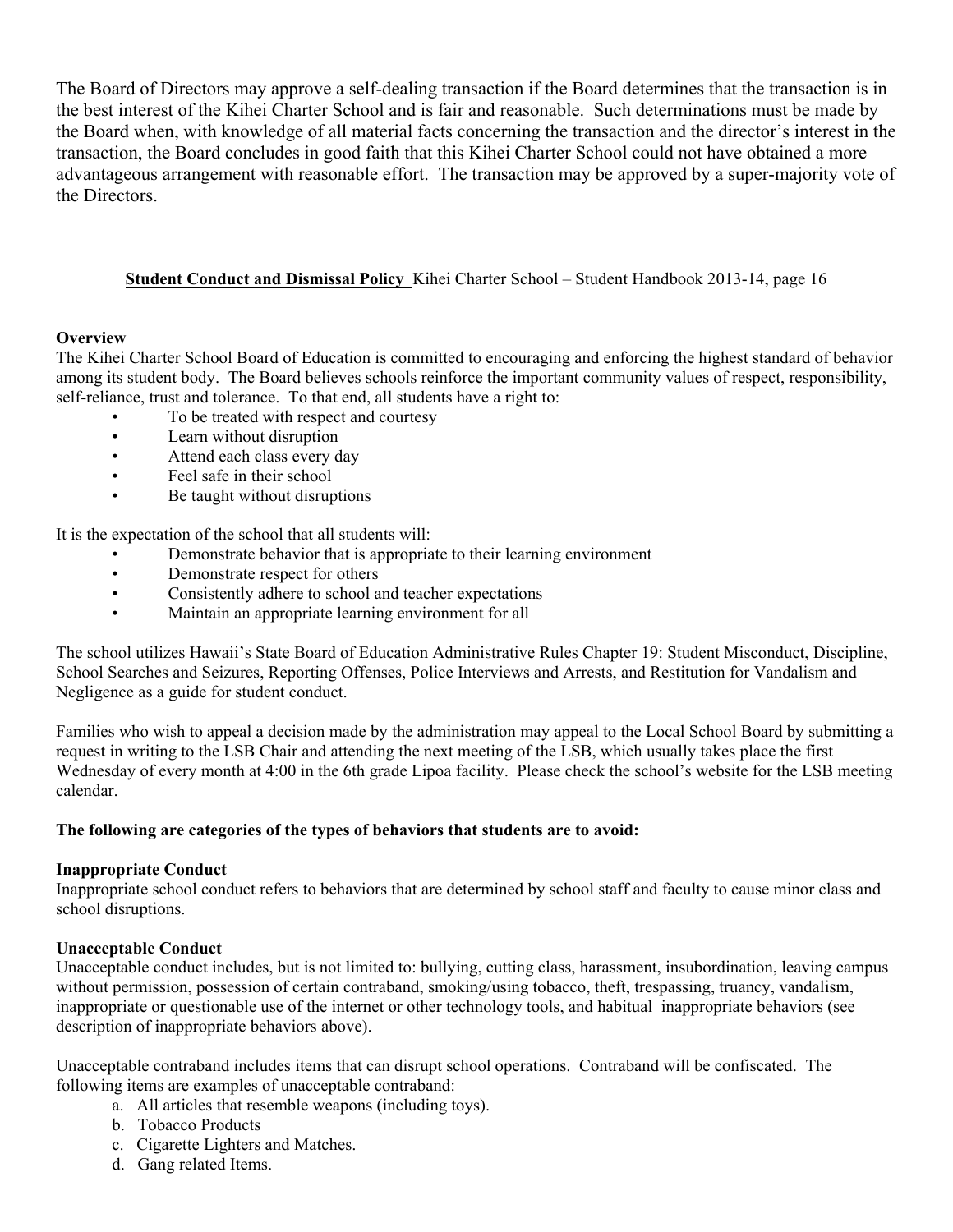The Board of Directors may approve a self-dealing transaction if the Board determines that the transaction is in the best interest of the Kihei Charter School and is fair and reasonable. Such determinations must be made by the Board when, with knowledge of all material facts concerning the transaction and the director's interest in the transaction, the Board concludes in good faith that this Kihei Charter School could not have obtained a more advantageous arrangement with reasonable effort. The transaction may be approved by a super-majority vote of the Directors.

**Student Conduct and Dismissal Policy** Kihei Charter School – Student Handbook 2013-14, page 16

**Overview**

The Kihei Charter School Board of Education is committed to encouraging and enforcing the highest standard of behavior among its student body. The Board believes schools reinforce the important community values of respect, responsibility, self-reliance, trust and tolerance. To that end, all students have a right to:

- To be treated with respect and courtesy
- Learn without disruption
- Attend each class every day
- Feel safe in their school
- Be taught without disruptions

It is the expectation of the school that all students will:

- Demonstrate behavior that is appropriate to their learning environment
- Demonstrate respect for others
- Consistently adhere to school and teacher expectations
- Maintain an appropriate learning environment for all

The school utilizes Hawaii's State Board of Education Administrative Rules Chapter 19: Student Misconduct, Discipline, School Searches and Seizures, Reporting Offenses, Police Interviews and Arrests, and Restitution for Vandalism and Negligence as a guide for student conduct.

Families who wish to appeal a decision made by the administration may appeal to the Local School Board by submitting a request in writing to the LSB Chair and attending the next meeting of the LSB, which usually takes place the first Wednesday of every month at 4:00 in the 6th grade Lipoa facility. Please check the school's website for the LSB meeting calendar.

**The following are categories of the types of behaviors that students are to avoid:**

**Inappropriate Conduct**

Inappropriate school conduct refers to behaviors that are determined by school staff and faculty to cause minor class and school disruptions.

**Unacceptable Conduct**

Unacceptable conduct includes, but is not limited to: bullying, cutting class, harassment, insubordination, leaving campus without permission, possession of certain contraband, smoking/using tobacco, theft, trespassing, truancy, vandalism, inappropriate or questionable use of the internet or other technology tools, and habitual inappropriate behaviors (see description of inappropriate behaviors above).

Unacceptable contraband includes items that can disrupt school operations. Contraband will be confiscated. The following items are examples of unacceptable contraband:

a. All articles that resemble weapons (including toys).
b. Tobacco Products
c. Cigarette Lighters and Matches.
d. Gang related Items.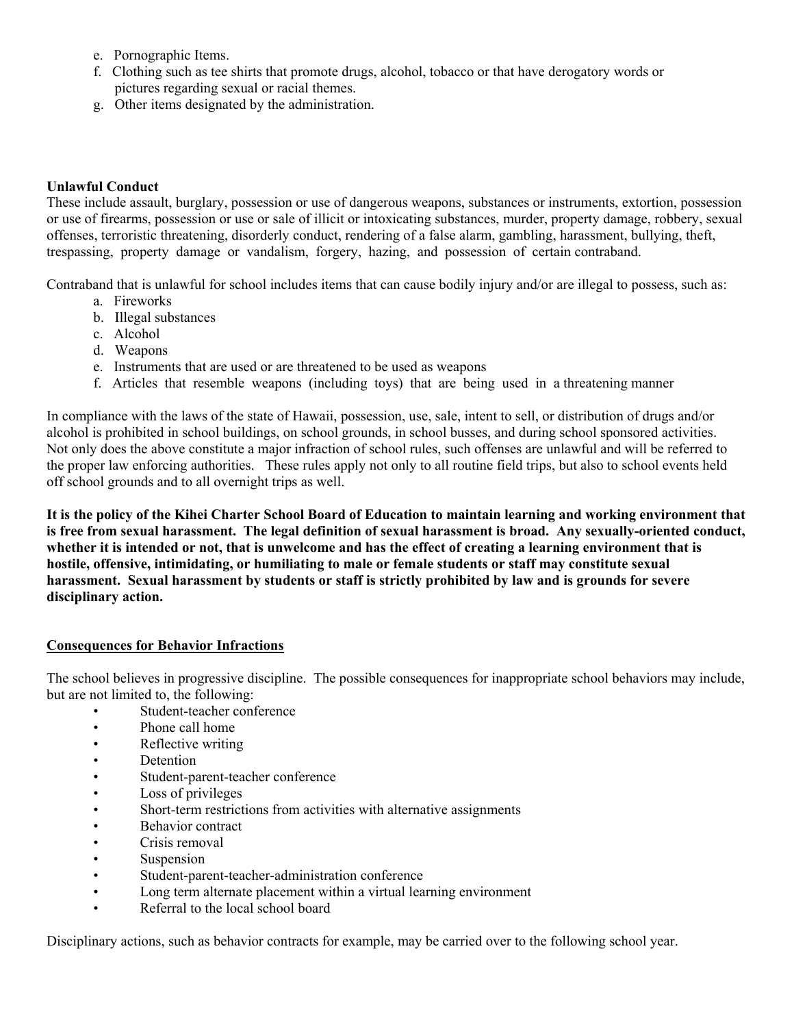e. Pornographic Items.
f. Clothing such as tee shirts that promote drugs, alcohol, tobacco or that have derogatory words or pictures regarding sexual or racial themes.
g. Other items designated by the administration.

**Unlawful Conduct**

These include assault, burglary, possession or use of dangerous weapons, substances or instruments, extortion, possession or use of firearms, possession or use or sale of illicit or intoxicating substances, murder, property damage, robbery, sexual offenses, terroristic threatening, disorderly conduct, rendering of a false alarm, gambling, harassment, bullying, theft, trespassing, property damage or vandalism, forgery, hazing, and possession of certain contraband.

Contraband that is unlawful for school includes items that can cause bodily injury and/or are illegal to possess, such as:

a. Fireworks
b. Illegal substances
c. Alcohol
d. Weapons
e. Instruments that are used or are threatened to be used as weapons
f. Articles that resemble weapons (including toys) that are being used in a threatening manner

In compliance with the laws of the state of Hawaii, possession, use, sale, intent to sell, or distribution of drugs and/or alcohol is prohibited in school buildings, on school grounds, in school busses, and during school sponsored activities. Not only does the above constitute a major infraction of school rules, such offenses are unlawful and will be referred to the proper law enforcing authorities. These rules apply not only to all routine field trips, but also to school events held off school grounds and to all overnight trips as well.

**It is the policy of the Kihei Charter School Board of Education to maintain learning and working environment that is free from sexual harassment. The legal definition of sexual harassment is broad. Any sexually-oriented conduct, whether it is intended or not, that is unwelcome and has the effect of creating a learning environment that is hostile, offensive, intimidating, or humiliating to male or female students or staff may constitute sexual harassment. Sexual harassment by students or staff is strictly prohibited by law and is grounds for severe disciplinary action.**

**Consequences for Behavior Infractions**

The school believes in progressive discipline. The possible consequences for inappropriate school behaviors may include, but are not limited to, the following:

- Student-teacher conference
- Phone call home
- Reflective writing
- Detention
- Student-parent-teacher conference
- Loss of privileges
- Short-term restrictions from activities with alternative assignments
- Behavior contract
- Crisis removal
- Suspension
- Student-parent-teacher-administration conference
- Long term alternate placement within a virtual learning environment
- Referral to the local school board

Disciplinary actions, such as behavior contracts for example, may be carried over to the following school year.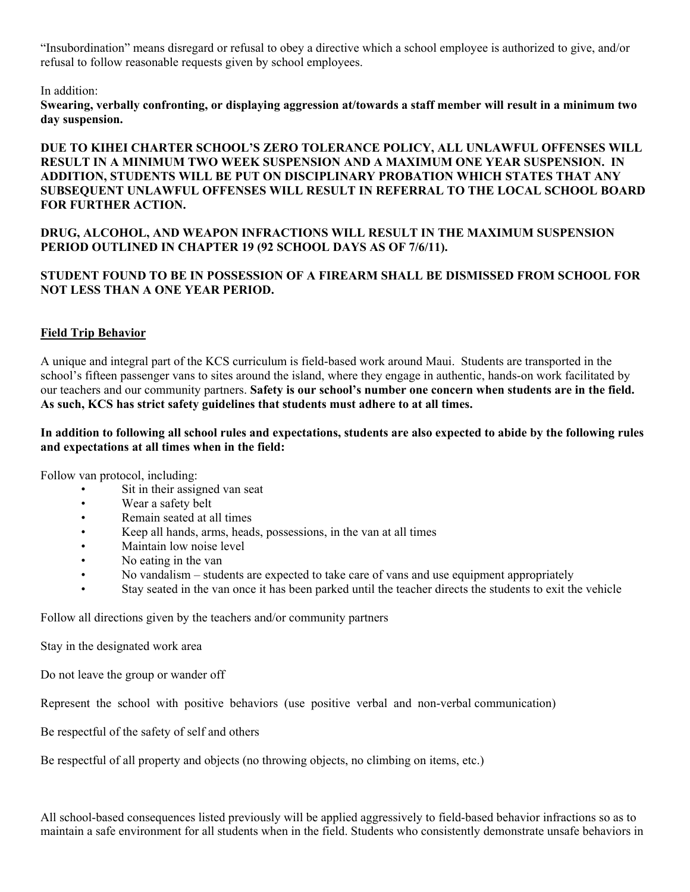"Insubordination" means disregard or refusal to obey a directive which a school employee is authorized to give, and/or refusal to follow reasonable requests given by school employees.

In addition:
**Swearing, verbally confronting, or displaying aggression at/towards a staff member will result in a minimum two day suspension.**

**DUE TO KIHEI CHARTER SCHOOL'S ZERO TOLERANCE POLICY, ALL UNLAWFUL OFFENSES WILL RESULT IN A MINIMUM TWO WEEK SUSPENSION AND A MAXIMUM ONE YEAR SUSPENSION. IN ADDITION, STUDENTS WILL BE PUT ON DISCIPLINARY PROBATION WHICH STATES THAT ANY SUBSEQUENT UNLAWFUL OFFENSES WILL RESULT IN REFERRAL TO THE LOCAL SCHOOL BOARD FOR FURTHER ACTION.**

**DRUG, ALCOHOL, AND WEAPON INFRACTIONS WILL RESULT IN THE MAXIMUM SUSPENSION PERIOD OUTLINED IN CHAPTER 19 (92 SCHOOL DAYS AS OF 7/6/11).**

**STUDENT FOUND TO BE IN POSSESSION OF A FIREARM SHALL BE DISMISSED FROM SCHOOL FOR NOT LESS THAN A ONE YEAR PERIOD.**

## Field Trip Behavior

A unique and integral part of the KCS curriculum is field-based work around Maui. Students are transported in the school's fifteen passenger vans to sites around the island, where they engage in authentic, hands-on work facilitated by our teachers and our community partners. **Safety is our school's number one concern when students are in the field. As such, KCS has strict safety guidelines that students must adhere to at all times.**

**In addition to following all school rules and expectations, students are also expected to abide by the following rules and expectations at all times when in the field:**

Follow van protocol, including:

- Sit in their assigned van seat
- Wear a safety belt
- Remain seated at all times
- Keep all hands, arms, heads, possessions, in the van at all times
- Maintain low noise level
- No eating in the van
- No vandalism – students are expected to take care of vans and use equipment appropriately
- Stay seated in the van once it has been parked until the teacher directs the students to exit the vehicle

Follow all directions given by the teachers and/or community partners

Stay in the designated work area

Do not leave the group or wander off

Represent the school with positive behaviors (use positive verbal and non-verbal communication)

Be respectful of the safety of self and others

Be respectful of all property and objects (no throwing objects, no climbing on items, etc.)

All school-based consequences listed previously will be applied aggressively to field-based behavior infractions so as to maintain a safe environment for all students when in the field. Students who consistently demonstrate unsafe behaviors in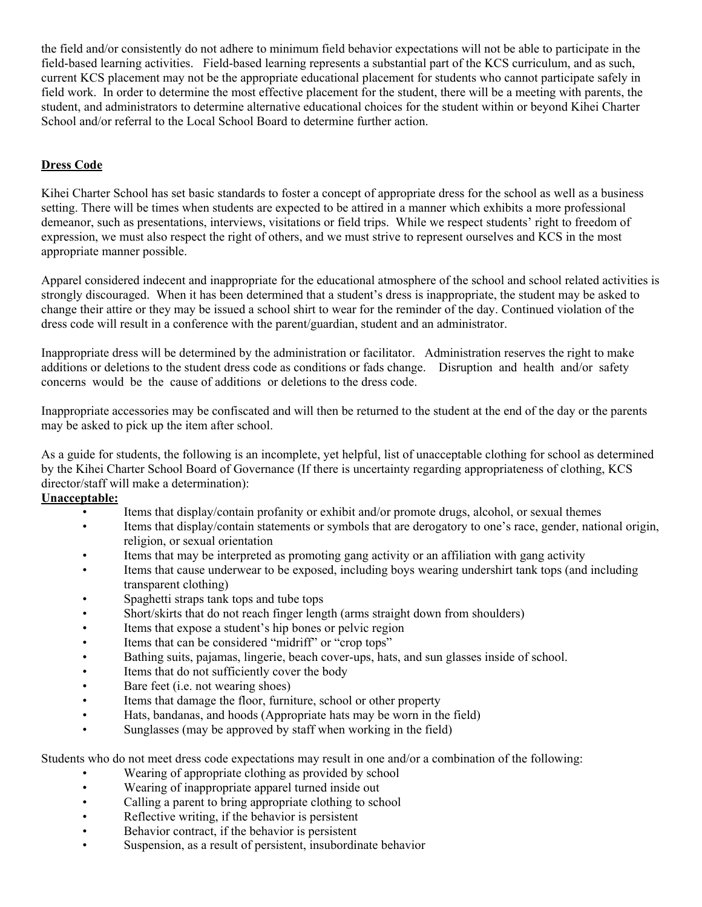the field and/or consistently do not adhere to minimum field behavior expectations will not be able to participate in the field-based learning activities. Field-based learning represents a substantial part of the KCS curriculum, and as such, current KCS placement may not be the appropriate educational placement for students who cannot participate safely in field work. In order to determine the most effective placement for the student, there will be a meeting with parents, the student, and administrators to determine alternative educational choices for the student within or beyond Kihei Charter School and/or referral to the Local School Board to determine further action.

## Dress Code

Kihei Charter School has set basic standards to foster a concept of appropriate dress for the school as well as a business setting. There will be times when students are expected to be attired in a manner which exhibits a more professional demeanor, such as presentations, interviews, visitations or field trips. While we respect students' right to freedom of expression, we must also respect the right of others, and we must strive to represent ourselves and KCS in the most appropriate manner possible.

Apparel considered indecent and inappropriate for the educational atmosphere of the school and school related activities is strongly discouraged. When it has been determined that a student's dress is inappropriate, the student may be asked to change their attire or they may be issued a school shirt to wear for the reminder of the day. Continued violation of the dress code will result in a conference with the parent/guardian, student and an administrator.

Inappropriate dress will be determined by the administration or facilitator. Administration reserves the right to make additions or deletions to the student dress code as conditions or fads change. Disruption and health and/or safety concerns would be the cause of additions or deletions to the dress code.

Inappropriate accessories may be confiscated and will then be returned to the student at the end of the day or the parents may be asked to pick up the item after school.

As a guide for students, the following is an incomplete, yet helpful, list of unacceptable clothing for school as determined by the Kihei Charter School Board of Governance (If there is uncertainty regarding appropriateness of clothing, KCS director/staff will make a determination):

**Unacceptable:**

- Items that display/contain profanity or exhibit and/or promote drugs, alcohol, or sexual themes
- Items that display/contain statements or symbols that are derogatory to one's race, gender, national origin, religion, or sexual orientation
- Items that may be interpreted as promoting gang activity or an affiliation with gang activity
- Items that cause underwear to be exposed, including boys wearing undershirt tank tops (and including transparent clothing)
- Spaghetti straps tank tops and tube tops
- Short/skirts that do not reach finger length (arms straight down from shoulders)
- Items that expose a student's hip bones or pelvic region
- Items that can be considered "midriff" or "crop tops"
- Bathing suits, pajamas, lingerie, beach cover-ups, hats, and sun glasses inside of school.
- Items that do not sufficiently cover the body
- Bare feet (i.e. not wearing shoes)
- Items that damage the floor, furniture, school or other property
- Hats, bandanas, and hoods (Appropriate hats may be worn in the field)
- Sunglasses (may be approved by staff when working in the field)

Students who do not meet dress code expectations may result in one and/or a combination of the following:

- Wearing of appropriate clothing as provided by school
- Wearing of inappropriate apparel turned inside out
- Calling a parent to bring appropriate clothing to school
- Reflective writing, if the behavior is persistent
- Behavior contract, if the behavior is persistent
- Suspension, as a result of persistent, insubordinate behavior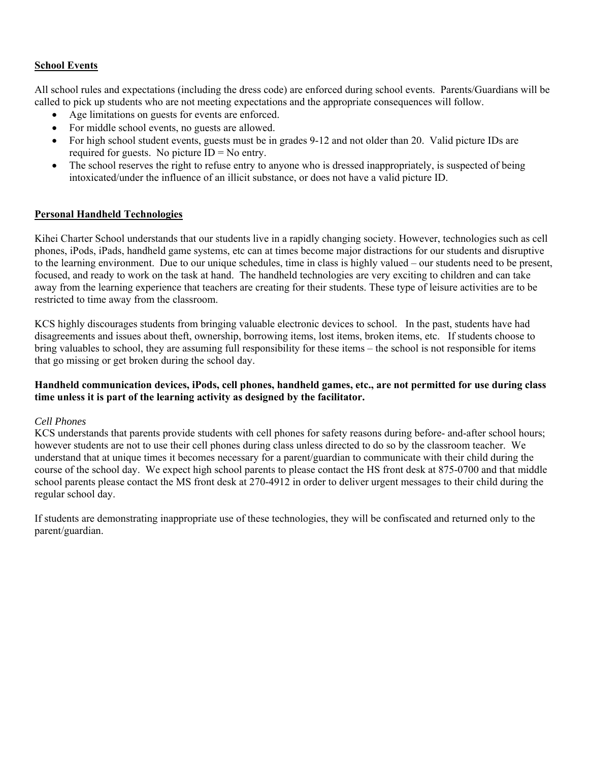## School Events

All school rules and expectations (including the dress code) are enforced during school events. Parents/Guardians will be called to pick up students who are not meeting expectations and the appropriate consequences will follow.

- Age limitations on guests for events are enforced.
- For middle school events, no guests are allowed.
- For high school student events, guests must be in grades 9-12 and not older than 20. Valid picture IDs are required for guests. No picture ID = No entry.
- The school reserves the right to refuse entry to anyone who is dressed inappropriately, is suspected of being intoxicated/under the influence of an illicit substance, or does not have a valid picture ID.

## Personal Handheld Technologies

Kihei Charter School understands that our students live in a rapidly changing society. However, technologies such as cell phones, iPods, iPads, handheld game systems, etc can at times become major distractions for our students and disruptive to the learning environment. Due to our unique schedules, time in class is highly valued – our students need to be present, focused, and ready to work on the task at hand. The handheld technologies are very exciting to children and can take away from the learning experience that teachers are creating for their students. These type of leisure activities are to be restricted to time away from the classroom.

KCS highly discourages students from bringing valuable electronic devices to school. In the past, students have had disagreements and issues about theft, ownership, borrowing items, lost items, broken items, etc. If students choose to bring valuables to school, they are assuming full responsibility for these items – the school is not responsible for items that go missing or get broken during the school day.

**Handheld communication devices, iPods, cell phones, handheld games, etc., are not permitted for use during class time unless it is part of the learning activity as designed by the facilitator.**

*Cell Phones*

KCS understands that parents provide students with cell phones for safety reasons during before- and-after school hours; however students are not to use their cell phones during class unless directed to do so by the classroom teacher. We understand that at unique times it becomes necessary for a parent/guardian to communicate with their child during the course of the school day. We expect high school parents to please contact the HS front desk at 875-0700 and that middle school parents please contact the MS front desk at 270-4912 in order to deliver urgent messages to their child during the regular school day.

If students are demonstrating inappropriate use of these technologies, they will be confiscated and returned only to the parent/guardian.